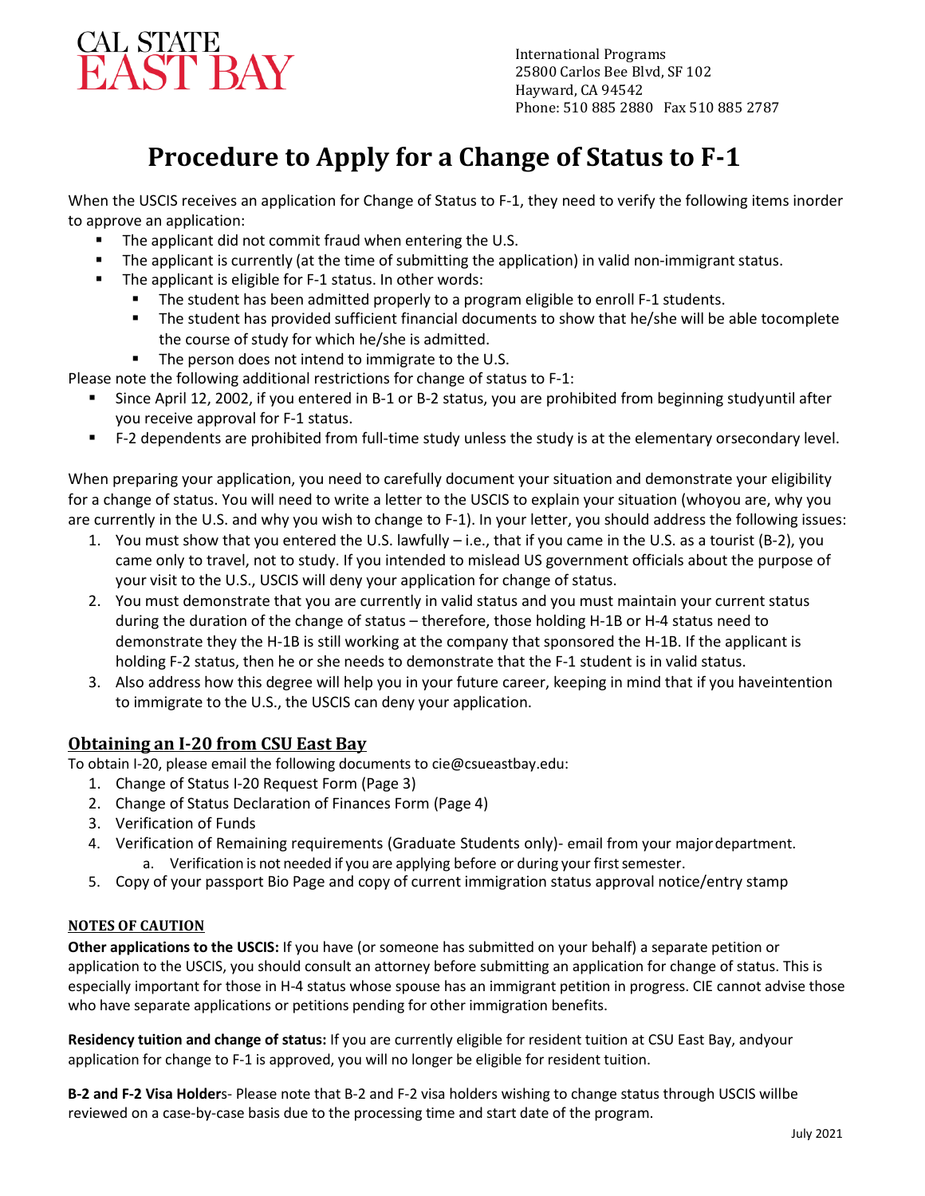CAL STATE
EAST BAY

International Programs
25800 Carlos Bee Blvd, SF 102
Hayward, CA 94542
Phone: 510 885 2880   Fax 510 885 2787

# Procedure to Apply for a Change of Status to F-1

When the USCIS receives an application for Change of Status to F-1, they need to verify the following items inorder to approve an application:

- The applicant did not commit fraud when entering the U.S.
- The applicant is currently (at the time of submitting the application) in valid non-immigrant status.
- The applicant is eligible for F-1 status. In other words:
  - The student has been admitted properly to a program eligible to enroll F-1 students.
  - The student has provided sufficient financial documents to show that he/she will be able tocomplete the course of study for which he/she is admitted.
  - The person does not intend to immigrate to the U.S.

Please note the following additional restrictions for change of status to F-1:

- Since April 12, 2002, if you entered in B-1 or B-2 status, you are prohibited from beginning studyuntil after you receive approval for F-1 status.
- F-2 dependents are prohibited from full-time study unless the study is at the elementary orsecondary level.

When preparing your application, you need to carefully document your situation and demonstrate your eligibility for a change of status. You will need to write a letter to the USCIS to explain your situation (whoyou are, why you are currently in the U.S. and why you wish to change to F-1). In your letter, you should address the following issues:

1. You must show that you entered the U.S. lawfully – i.e., that if you came in the U.S. as a tourist (B-2), you came only to travel, not to study. If you intended to mislead US government officials about the purpose of your visit to the U.S., USCIS will deny your application for change of status.
2. You must demonstrate that you are currently in valid status and you must maintain your current status during the duration of the change of status – therefore, those holding H-1B or H-4 status need to demonstrate they the H-1B is still working at the company that sponsored the H-1B. If the applicant is holding F-2 status, then he or she needs to demonstrate that the F-1 student is in valid status.
3. Also address how this degree will help you in your future career, keeping in mind that if you haveintention to immigrate to the U.S., the USCIS can deny your application.

## Obtaining an I-20 from CSU East Bay

To obtain I-20, please email the following documents to cie@csueastbay.edu:

1. Change of Status I-20 Request Form (Page 3)
2. Change of Status Declaration of Finances Form (Page 4)
3. Verification of Funds
4. Verification of Remaining requirements (Graduate Students only)- email from your majordepartment.
   a. Verification is not needed if you are applying before or during your first semester.
5. Copy of your passport Bio Page and copy of current immigration status approval notice/entry stamp

### NOTES OF CAUTION

**Other applications to the USCIS:** If you have (or someone has submitted on your behalf) a separate petition or application to the USCIS, you should consult an attorney before submitting an application for change of status. This is especially important for those in H-4 status whose spouse has an immigrant petition in progress. CIE cannot advise those who have separate applications or petitions pending for other immigration benefits.

**Residency tuition and change of status:** If you are currently eligible for resident tuition at CSU East Bay, andyour application for change to F-1 is approved, you will no longer be eligible for resident tuition.

**B-2 and F-2 Visa Holder**s- Please note that B-2 and F-2 visa holders wishing to change status through USCIS willbe reviewed on a case-by-case basis due to the processing time and start date of the program.

July 2021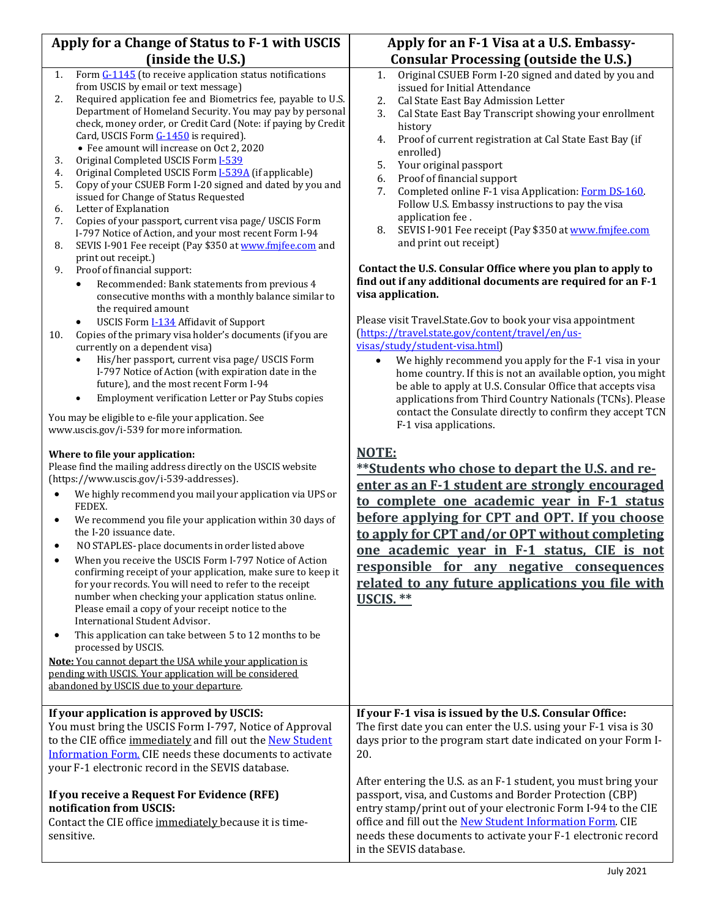## Apply for a Change of Status to F-1 with USCIS (inside the U.S.)

1. Form G-1145 (to receive application status notifications from USCIS by email or text message)
2. Required application fee and Biometrics fee, payable to U.S. Department of Homeland Security. You may pay by personal check, money order, or Credit Card (Note: if paying by Credit Card, USCIS Form G-1450 is required).
   - Fee amount will increase on Oct 2, 2020
3. Original Completed USCIS Form I-539
4. Original Completed USCIS Form I-539A (if applicable)
5. Copy of your CSUEB Form I-20 signed and dated by you and issued for Change of Status Requested
6. Letter of Explanation
7. Copies of your passport, current visa page/ USCIS Form I-797 Notice of Action, and your most recent Form I-94
8. SEVIS I-901 Fee receipt (Pay $350 at www.fmjfee.com and print out receipt.)
9. Proof of financial support:
   - Recommended: Bank statements from previous 4 consecutive months with a monthly balance similar to the required amount
   - USCIS Form I-134 Affidavit of Support
10. Copies of the primary visa holder's documents (if you are currently on a dependent visa)
    - His/her passport, current visa page/ USCIS Form I-797 Notice of Action (with expiration date in the future), and the most recent Form I-94
    - Employment verification Letter or Pay Stubs copies

You may be eligible to e-file your application. See www.uscis.gov/i-539 for more information.

**Where to file your application:**
Please find the mailing address directly on the USCIS website (https://www.uscis.gov/i-539-addresses).

- We highly recommend you mail your application via UPS or FEDEX.
- We recommend you file your application within 30 days of the I-20 issuance date.
- NO STAPLES- place documents in order listed above
- When you receive the USCIS Form I-797 Notice of Action confirming receipt of your application, make sure to keep it for your records. You will need to refer to the receipt number when checking your application status online. Please email a copy of your receipt notice to the International Student Advisor.
- This application can take between 5 to 12 months to be processed by USCIS.

Note: You cannot depart the USA while your application is pending with USCIS. Your application will be considered abandoned by USCIS due to your departure.

**If your application is approved by USCIS:**
You must bring the USCIS Form I-797, Notice of Approval to the CIE office immediately and fill out the New Student Information Form. CIE needs these documents to activate your F-1 electronic record in the SEVIS database.

**If you receive a Request For Evidence (RFE) notification from USCIS:**
Contact the CIE office immediately because it is time-sensitive.

## Apply for an F-1 Visa at a U.S. Embassy-Consular Processing (outside the U.S.)

1. Original CSUEB Form I-20 signed and dated by you and issued for Initial Attendance
2. Cal State East Bay Admission Letter
3. Cal State East Bay Transcript showing your enrollment history
4. Proof of current registration at Cal State East Bay (if enrolled)
5. Your original passport
6. Proof of financial support
7. Completed online F-1 visa Application: Form DS-160. Follow U.S. Embassy instructions to pay the visa application fee .
8. SEVIS I-901 Fee receipt (Pay $350 at www.fmjfee.com and print out receipt)

**Contact the U.S. Consular Office where you plan to apply to find out if any additional documents are required for an F-1 visa application.**

Please visit Travel.State.Gov to book your visa appointment (https://travel.state.gov/content/travel/en/us-visas/study/student-visa.html)

- We highly recommend you apply for the F-1 visa in your home country. If this is not an available option, you might be able to apply at U.S. Consular Office that accepts visa applications from Third Country Nationals (TCNs). Please contact the Consulate directly to confirm they accept TCN F-1 visa applications.

**NOTE:**

****Students who chose to depart the U.S. and re-enter as an F-1 student are strongly encouraged to complete one academic year in F-1 status before applying for CPT and OPT. If you choose to apply for CPT and/or OPT without completing one academic year in F-1 status, CIE is not responsible for any negative consequences related to any future applications you file with USCIS. ****

**If your F-1 visa is issued by the U.S. Consular Office:**
The first date you can enter the U.S. using your F-1 visa is 30 days prior to the program start date indicated on your Form I-20.

After entering the U.S. as an F-1 student, you must bring your passport, visa, and Customs and Border Protection (CBP) entry stamp/print out of your electronic Form I-94 to the CIE office and fill out the New Student Information Form. CIE needs these documents to activate your F-1 electronic record in the SEVIS database.

July 2021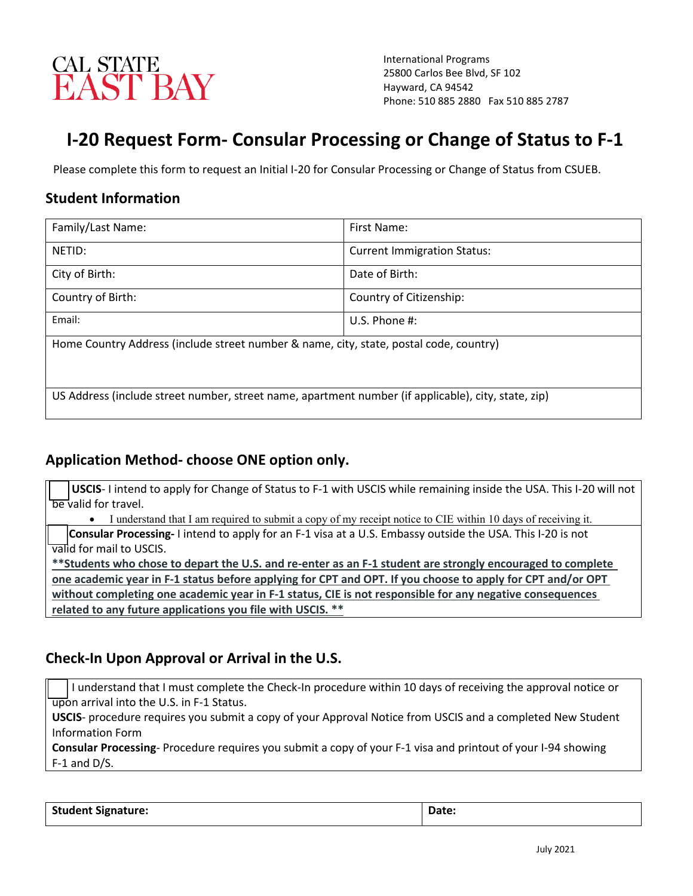CAL STATE EAST BAY

International Programs
25800 Carlos Bee Blvd, SF 102
Hayward, CA 94542
Phone: 510 885 2880 Fax 510 885 2787

# I-20 Request Form- Consular Processing or Change of Status to F-1

Please complete this form to request an Initial I-20 for Consular Processing or Change of Status from CSUEB.

## Student Information

| Family/Last Name: | First Name: |
|---|---|
| NETID: | Current Immigration Status: |
| City of Birth: | Date of Birth: |
| Country of Birth: | Country of Citizenship: |
| Email: | U.S. Phone #: |
| Home Country Address (include street number & name, city, state, postal code, country) | |
| US Address (include street number, street name, apartment number (if applicable), city, state, zip) | |

## Application Method- choose ONE option only.

☐ **USCIS**- I intend to apply for Change of Status to F-1 with USCIS while remaining inside the USA. This I-20 will not be valid for travel.

- I understand that I am required to submit a copy of my receipt notice to CIE within 10 days of receiving it.

☐ **Consular Processing-** I intend to apply for an F-1 visa at a U.S. Embassy outside the USA. This I-20 is not valid for mail to USCIS.

**\*\*Students who chose to depart the U.S. and re-enter as an F-1 student are strongly encouraged to complete one academic year in F-1 status before applying for CPT and OPT. If you choose to apply for CPT and/or OPT without completing one academic year in F-1 status, CIE is not responsible for any negative consequences related to any future applications you file with USCIS. \*\***

## Check-In Upon Approval or Arrival in the U.S.

☐ I understand that I must complete the Check-In procedure within 10 days of receiving the approval notice or upon arrival into the U.S. in F-1 Status.

**USCIS**- procedure requires you submit a copy of your Approval Notice from USCIS and a completed New Student Information Form

**Consular Processing**- Procedure requires you submit a copy of your F-1 visa and printout of your I-94 showing F-1 and D/S.

| **Student Signature:** | **Date:** |
|---|---|

July 2021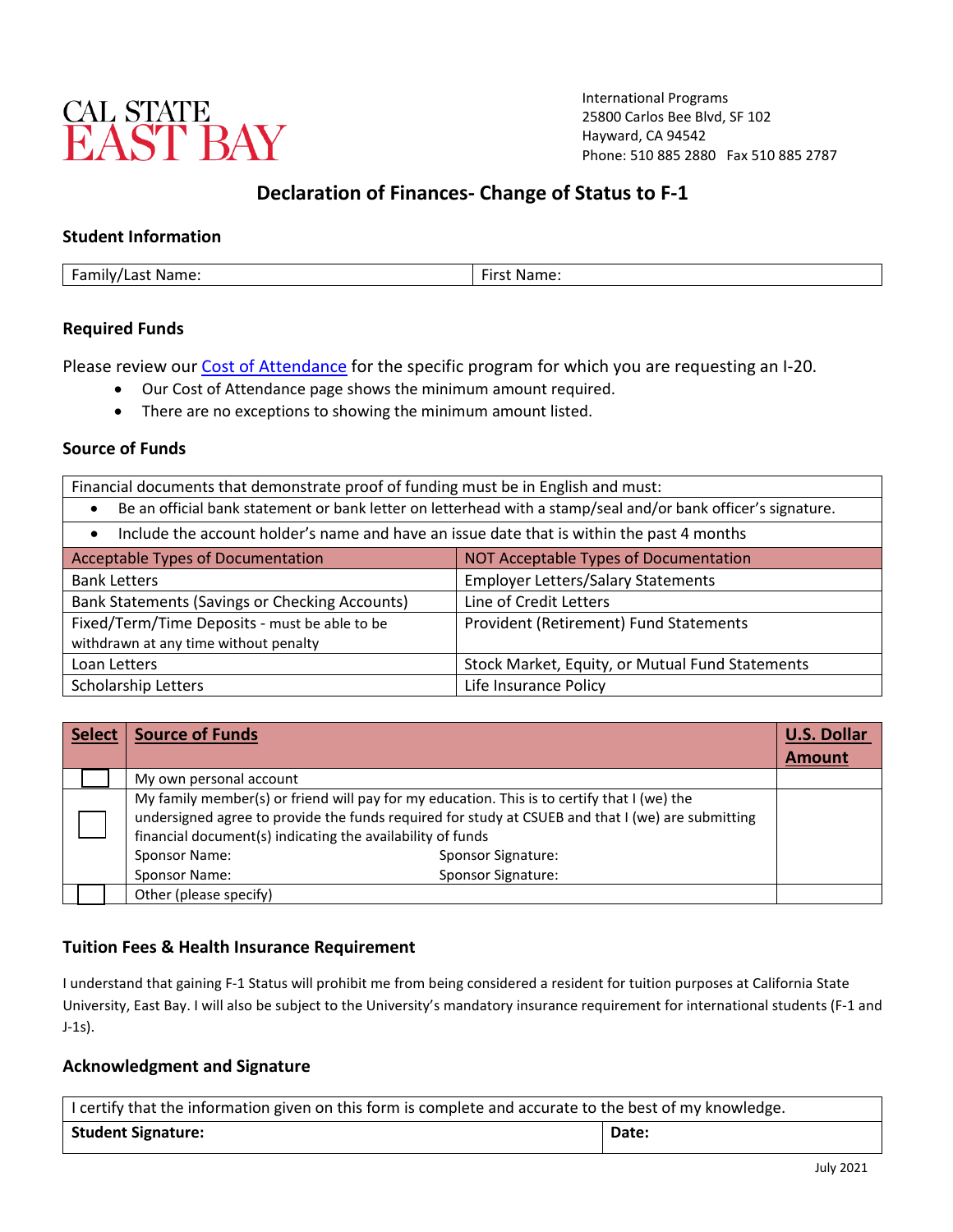CAL STATE EAST BAY

International Programs
25800 Carlos Bee Blvd, SF 102
Hayward, CA 94542
Phone: 510 885 2880 Fax 510 885 2787

# Declaration of Finances- Change of Status to F-1

### Student Information

| Family/Last Name: | First Name: |
|---|---|

### Required Funds

Please review our [Cost of Attendance] for the specific program for which you are requesting an I-20.

- Our Cost of Attendance page shows the minimum amount required.
- There are no exceptions to showing the minimum amount listed.

### Source of Funds

Financial documents that demonstrate proof of funding must be in English and must:

- Be an official bank statement or bank letter on letterhead with a stamp/seal and/or bank officer's signature.
- Include the account holder's name and have an issue date that is within the past 4 months

| Acceptable Types of Documentation | NOT Acceptable Types of Documentation |
|---|---|
| Bank Letters | Employer Letters/Salary Statements |
| Bank Statements (Savings or Checking Accounts) | Line of Credit Letters |
| Fixed/Term/Time Deposits - must be able to be withdrawn at any time without penalty | Provident (Retirement) Fund Statements |
| Loan Letters | Stock Market, Equity, or Mutual Fund Statements |
| Scholarship Letters | Life Insurance Policy |

| Select | Source of Funds | U.S. Dollar Amount |
|---|---|---|
| ☐ | My own personal account | |
| ☐ | My family member(s) or friend will pay for my education. This is to certify that I (we) the undersigned agree to provide the funds required for study at CSUEB and that I (we) are submitting financial document(s) indicating the availability of funds<br>Sponsor Name: Sponsor Signature:<br>Sponsor Name: Sponsor Signature: | |
| ☐ | Other (please specify) | |

### Tuition Fees & Health Insurance Requirement

I understand that gaining F-1 Status will prohibit me from being considered a resident for tuition purposes at California State University, East Bay. I will also be subject to the University's mandatory insurance requirement for international students (F-1 and J-1s).

### Acknowledgment and Signature

| I certify that the information given on this form is complete and accurate to the best of my knowledge. | |
|---|---|
| **Student Signature:** | **Date:** |

July 2021